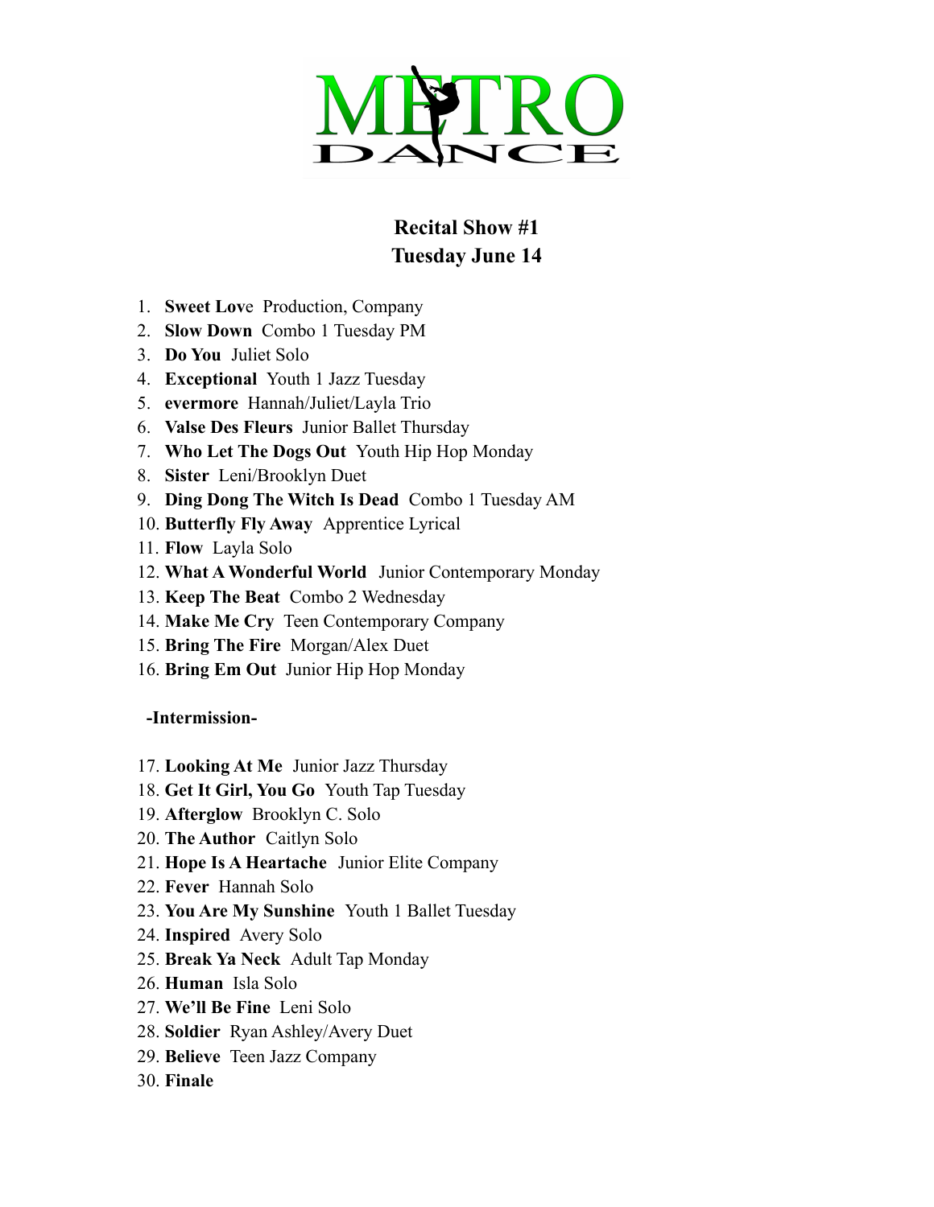METRO DANCE

## Recital Show #1
## Tuesday June 14

1. **Sweet Lov**e Production, Company
2. **Slow Down** Combo 1 Tuesday PM
3. **Do You** Juliet Solo
4. **Exceptional** Youth 1 Jazz Tuesday
5. **evermore** Hannah/Juliet/Layla Trio
6. **Valse Des Fleurs** Junior Ballet Thursday
7. **Who Let The Dogs Out** Youth Hip Hop Monday
8. **Sister** Leni/Brooklyn Duet
9. **Ding Dong The Witch Is Dead** Combo 1 Tuesday AM
10. **Butterfly Fly Away** Apprentice Lyrical
11. **Flow** Layla Solo
12. **What A Wonderful World** Junior Contemporary Monday
13. **Keep The Beat** Combo 2 Wednesday
14. **Make Me Cry** Teen Contemporary Company
15. **Bring The Fire** Morgan/Alex Duet
16. **Bring Em Out** Junior Hip Hop Monday

**-Intermission-**

17. **Looking At Me** Junior Jazz Thursday
18. **Get It Girl, You Go** Youth Tap Tuesday
19. **Afterglow** Brooklyn C. Solo
20. **The Author** Caitlyn Solo
21. **Hope Is A Heartache** Junior Elite Company
22. **Fever** Hannah Solo
23. **You Are My Sunshine** Youth 1 Ballet Tuesday
24. **Inspired** Avery Solo
25. **Break Ya Neck** Adult Tap Monday
26. **Human** Isla Solo
27. **We'll Be Fine** Leni Solo
28. **Soldier** Ryan Ashley/Avery Duet
29. **Believe** Teen Jazz Company
30. **Finale**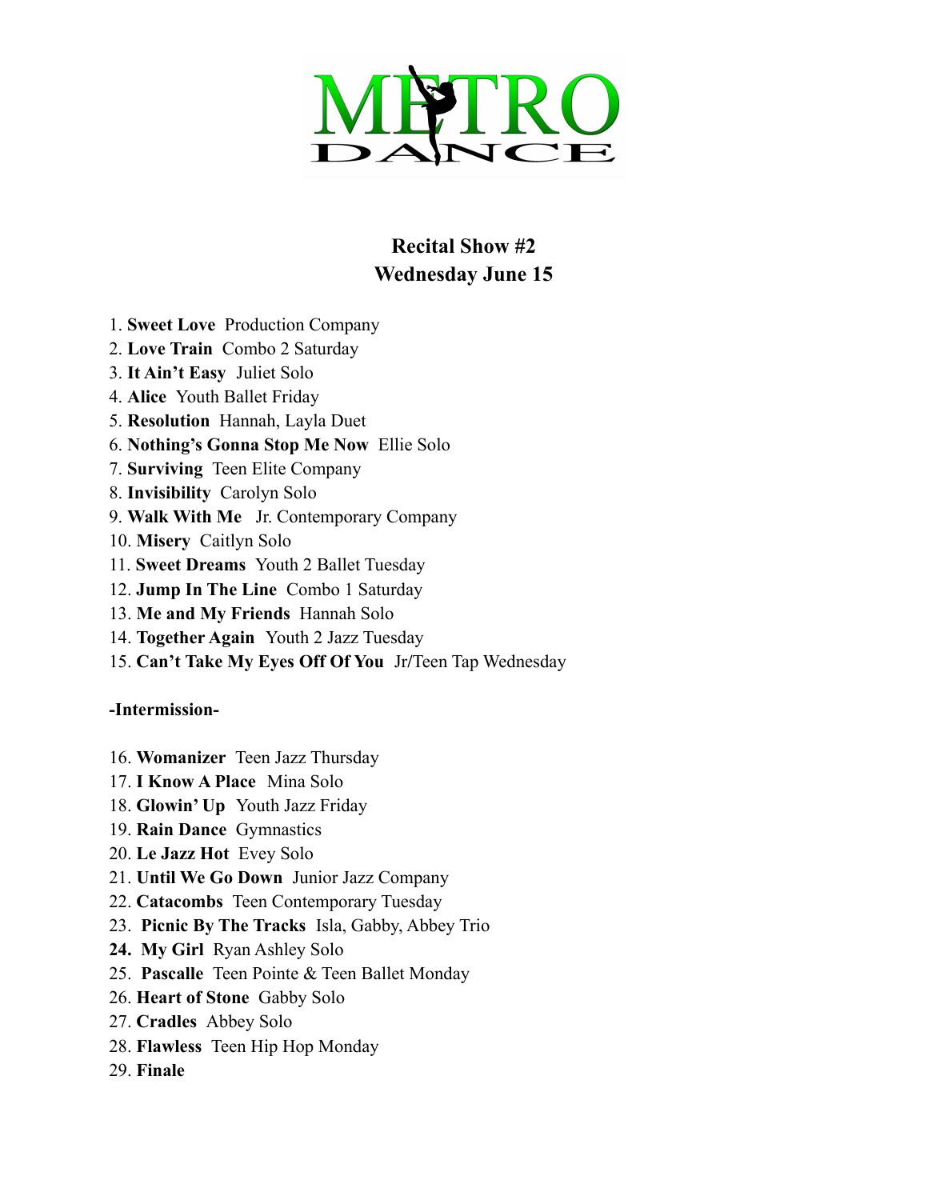METRO DANCE

## Recital Show #2
## Wednesday June 15

1. **Sweet Love** Production Company
2. **Love Train** Combo 2 Saturday
3. **It Ain't Easy** Juliet Solo
4. **Alice** Youth Ballet Friday
5. **Resolution** Hannah, Layla Duet
6. **Nothing's Gonna Stop Me Now** Ellie Solo
7. **Surviving** Teen Elite Company
8. **Invisibility** Carolyn Solo
9. **Walk With Me** Jr. Contemporary Company
10. **Misery** Caitlyn Solo
11. **Sweet Dreams** Youth 2 Ballet Tuesday
12. **Jump In The Line** Combo 1 Saturday
13. **Me and My Friends** Hannah Solo
14. **Together Again** Youth 2 Jazz Tuesday
15. **Can't Take My Eyes Off Of You** Jr/Teen Tap Wednesday

**-Intermission-**

16. **Womanizer** Teen Jazz Thursday
17. **I Know A Place** Mina Solo
18. **Glowin' Up** Youth Jazz Friday
19. **Rain Dance** Gymnastics
20. **Le Jazz Hot** Evey Solo
21. **Until We Go Down** Junior Jazz Company
22. **Catacombs** Teen Contemporary Tuesday
23. **Picnic By The Tracks** Isla, Gabby, Abbey Trio
24. **My Girl** Ryan Ashley Solo
25. **Pascalle** Teen Pointe & Teen Ballet Monday
26. **Heart of Stone** Gabby Solo
27. **Cradles** Abbey Solo
28. **Flawless** Teen Hip Hop Monday
29. **Finale**